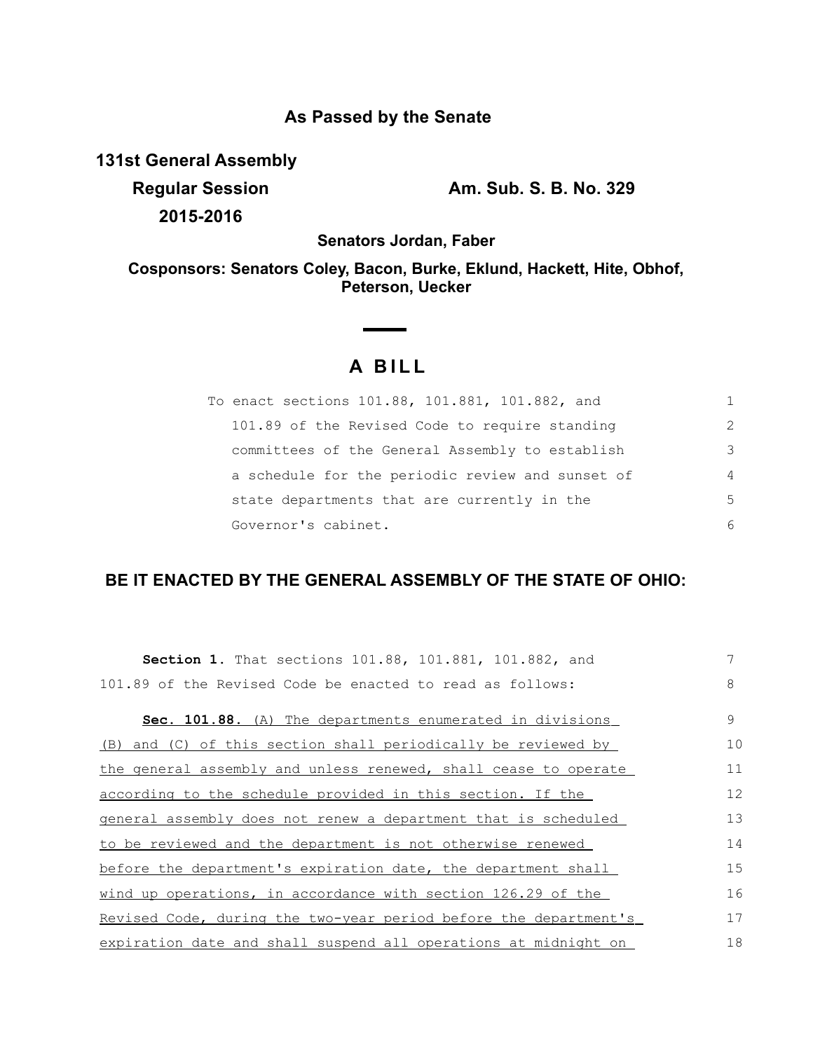**As Passed by the Senate**

**131st General Assembly**

**Regular Session** **Am. Sub. S. B. No. 329**

**2015-2016**

**Senators Jordan, Faber**

**Cosponsors: Senators Coley, Bacon, Burke, Eklund, Hackett, Hite, Obhof, Peterson, Uecker**

# A BILL

To enact sections 101.88, 101.881, 101.882, and 101.89 of the Revised Code to require standing committees of the General Assembly to establish a schedule for the periodic review and sunset of state departments that are currently in the Governor's cabinet.

## BE IT ENACTED BY THE GENERAL ASSEMBLY OF THE STATE OF OHIO:

**Section 1.** That sections 101.88, 101.881, 101.882, and 101.89 of the Revised Code be enacted to read as follows:

**Sec. 101.88.** (A) The departments enumerated in divisions (B) and (C) of this section shall periodically be reviewed by the general assembly and unless renewed, shall cease to operate according to the schedule provided in this section. If the general assembly does not renew a department that is scheduled to be reviewed and the department is not otherwise renewed before the department's expiration date, the department shall wind up operations, in accordance with section 126.29 of the Revised Code, during the two-year period before the department's expiration date and shall suspend all operations at midnight on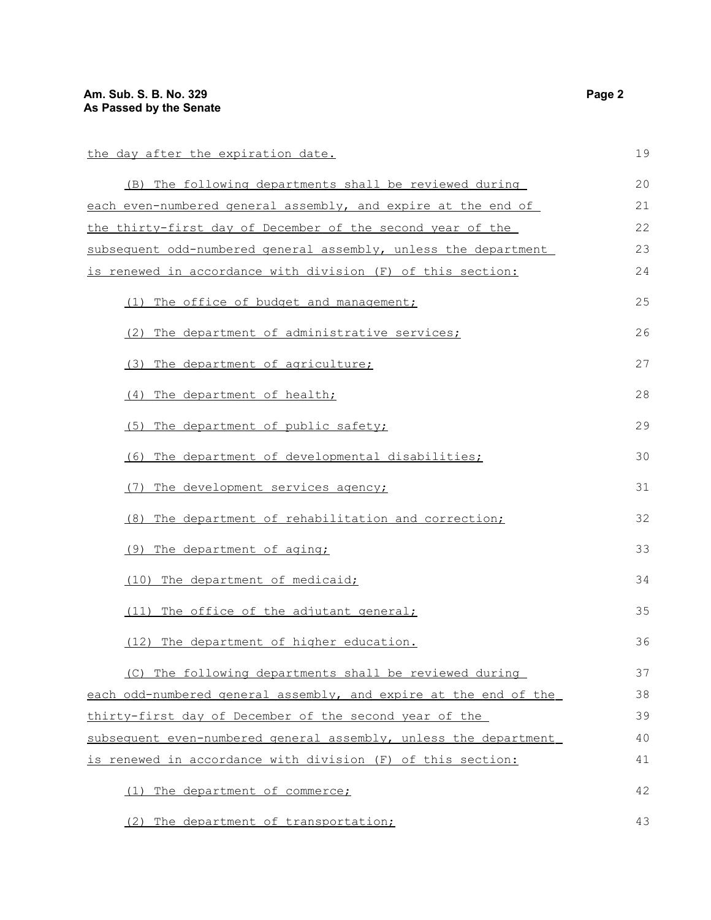the day after the expiration date.

(B) The following departments shall be reviewed during each even-numbered general assembly, and expire at the end of the thirty-first day of December of the second year of the subsequent odd-numbered general assembly, unless the department is renewed in accordance with division (F) of this section:

(1) The office of budget and management;

(2) The department of administrative services;

(3) The department of agriculture;

(4) The department of health;

(5) The department of public safety;

(6) The department of developmental disabilities;

(7) The development services agency;

(8) The department of rehabilitation and correction;

(9) The department of aging;

(10) The department of medicaid;

(11) The office of the adjutant general;

(12) The department of higher education.

(C) The following departments shall be reviewed during each odd-numbered general assembly, and expire at the end of the thirty-first day of December of the second year of the subsequent even-numbered general assembly, unless the department is renewed in accordance with division (F) of this section:

(1) The department of commerce;

(2) The department of transportation;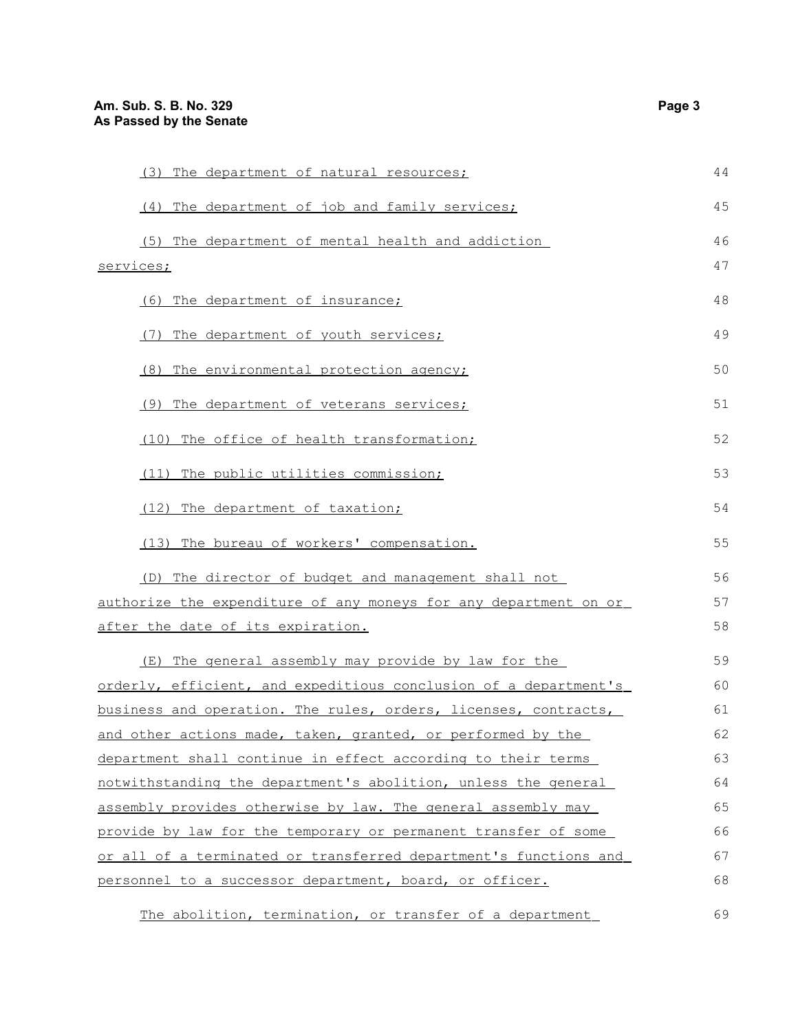(3) The department of natural resources;

(4) The department of job and family services;

(5) The department of mental health and addiction services;

(6) The department of insurance;

(7) The department of youth services;

(8) The environmental protection agency;

(9) The department of veterans services;

(10) The office of health transformation;

(11) The public utilities commission;

(12) The department of taxation;

(13) The bureau of workers' compensation.

(D) The director of budget and management shall not authorize the expenditure of any moneys for any department on or after the date of its expiration.

(E) The general assembly may provide by law for the orderly, efficient, and expeditious conclusion of a department's business and operation. The rules, orders, licenses, contracts, and other actions made, taken, granted, or performed by the department shall continue in effect according to their terms notwithstanding the department's abolition, unless the general assembly provides otherwise by law. The general assembly may provide by law for the temporary or permanent transfer of some or all of a terminated or transferred department's functions and personnel to a successor department, board, or officer.

The abolition, termination, or transfer of a department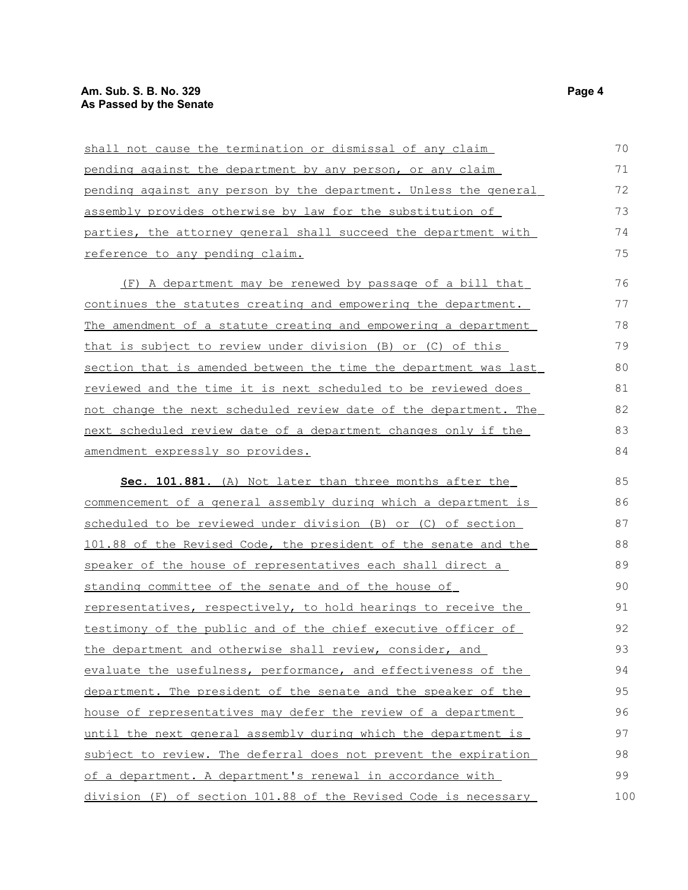shall not cause the termination or dismissal of any claim pending against the department by any person, or any claim pending against any person by the department. Unless the general assembly provides otherwise by law for the substitution of parties, the attorney general shall succeed the department with reference to any pending claim.

(F) A department may be renewed by passage of a bill that continues the statutes creating and empowering the department. The amendment of a statute creating and empowering a department that is subject to review under division (B) or (C) of this section that is amended between the time the department was last reviewed and the time it is next scheduled to be reviewed does not change the next scheduled review date of the department. The next scheduled review date of a department changes only if the amendment expressly so provides.

**Sec. 101.881.** (A) Not later than three months after the commencement of a general assembly during which a department is scheduled to be reviewed under division (B) or (C) of section 101.88 of the Revised Code, the president of the senate and the speaker of the house of representatives each shall direct a standing committee of the senate and of the house of representatives, respectively, to hold hearings to receive the testimony of the public and of the chief executive officer of the department and otherwise shall review, consider, and evaluate the usefulness, performance, and effectiveness of the department. The president of the senate and the speaker of the house of representatives may defer the review of a department until the next general assembly during which the department is subject to review. The deferral does not prevent the expiration of a department. A department's renewal in accordance with division (F) of section 101.88 of the Revised Code is necessary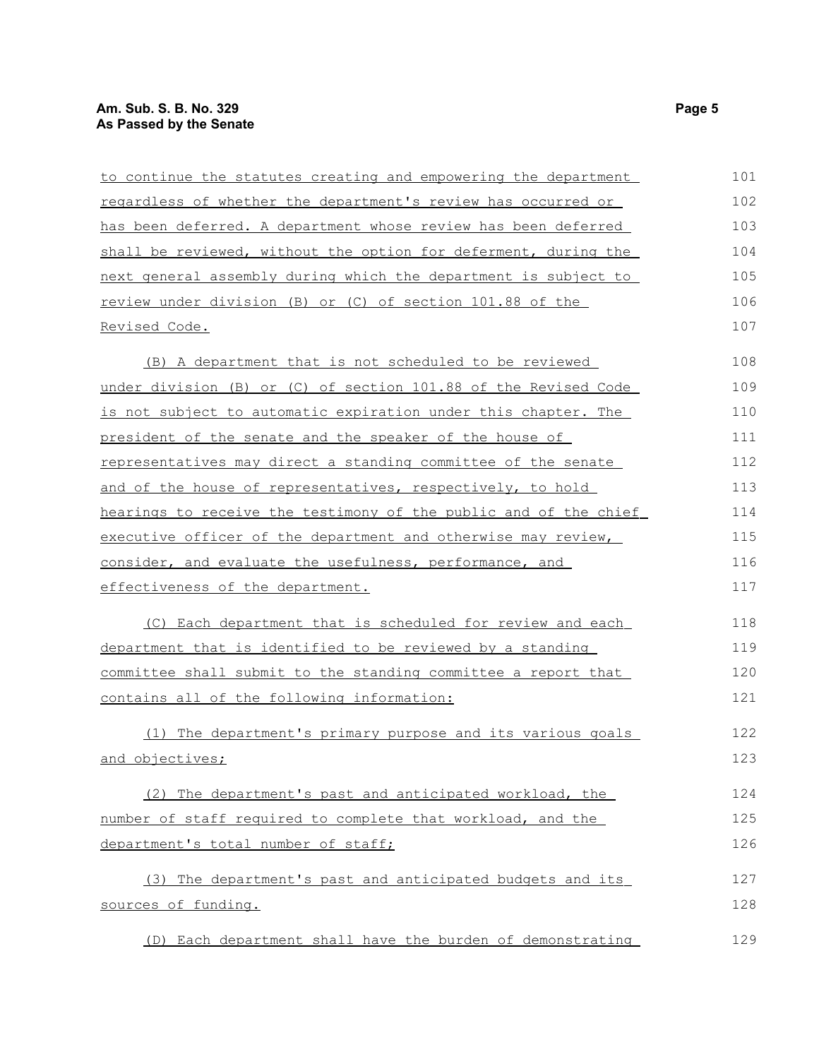to continue the statutes creating and empowering the department regardless of whether the department's review has occurred or has been deferred. A department whose review has been deferred shall be reviewed, without the option for deferment, during the next general assembly during which the department is subject to review under division (B) or (C) of section 101.88 of the Revised Code.

(B) A department that is not scheduled to be reviewed under division (B) or (C) of section 101.88 of the Revised Code is not subject to automatic expiration under this chapter. The president of the senate and the speaker of the house of representatives may direct a standing committee of the senate and of the house of representatives, respectively, to hold hearings to receive the testimony of the public and of the chief executive officer of the department and otherwise may review, consider, and evaluate the usefulness, performance, and effectiveness of the department.

(C) Each department that is scheduled for review and each department that is identified to be reviewed by a standing committee shall submit to the standing committee a report that contains all of the following information:

(1) The department's primary purpose and its various goals and objectives;

(2) The department's past and anticipated workload, the number of staff required to complete that workload, and the department's total number of staff;

(3) The department's past and anticipated budgets and its sources of funding.

(D) Each department shall have the burden of demonstrating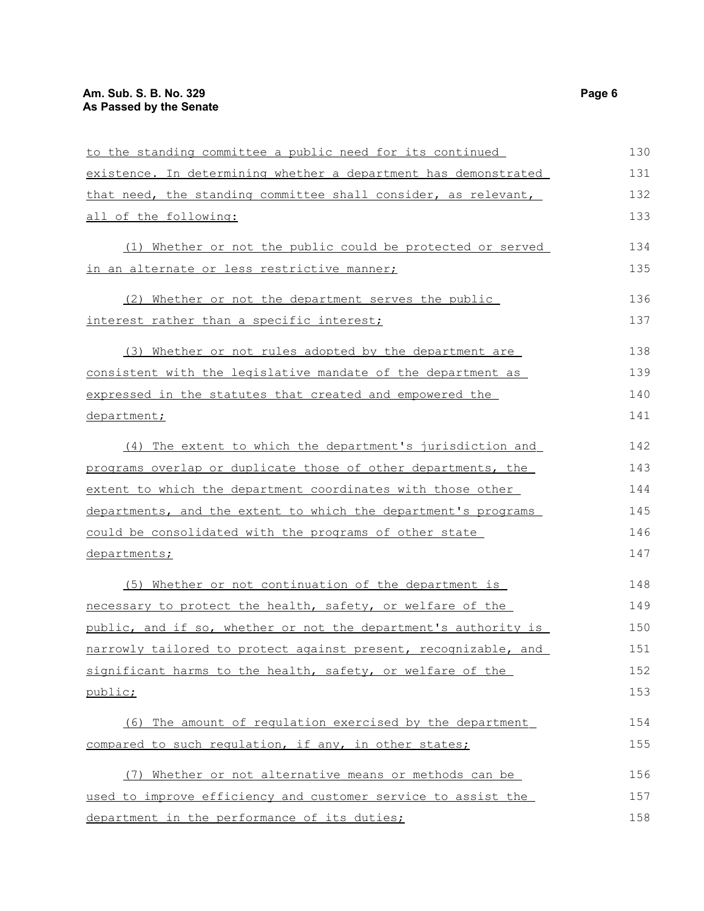to the standing committee a public need for its continued existence. In determining whether a department has demonstrated that need, the standing committee shall consider, as relevant, all of the following:

(1) Whether or not the public could be protected or served in an alternate or less restrictive manner;

(2) Whether or not the department serves the public interest rather than a specific interest;

(3) Whether or not rules adopted by the department are consistent with the legislative mandate of the department as expressed in the statutes that created and empowered the department;

(4) The extent to which the department's jurisdiction and programs overlap or duplicate those of other departments, the extent to which the department coordinates with those other departments, and the extent to which the department's programs could be consolidated with the programs of other state departments;

(5) Whether or not continuation of the department is necessary to protect the health, safety, or welfare of the public, and if so, whether or not the department's authority is narrowly tailored to protect against present, recognizable, and significant harms to the health, safety, or welfare of the public;

(6) The amount of regulation exercised by the department compared to such regulation, if any, in other states;

(7) Whether or not alternative means or methods can be used to improve efficiency and customer service to assist the department in the performance of its duties;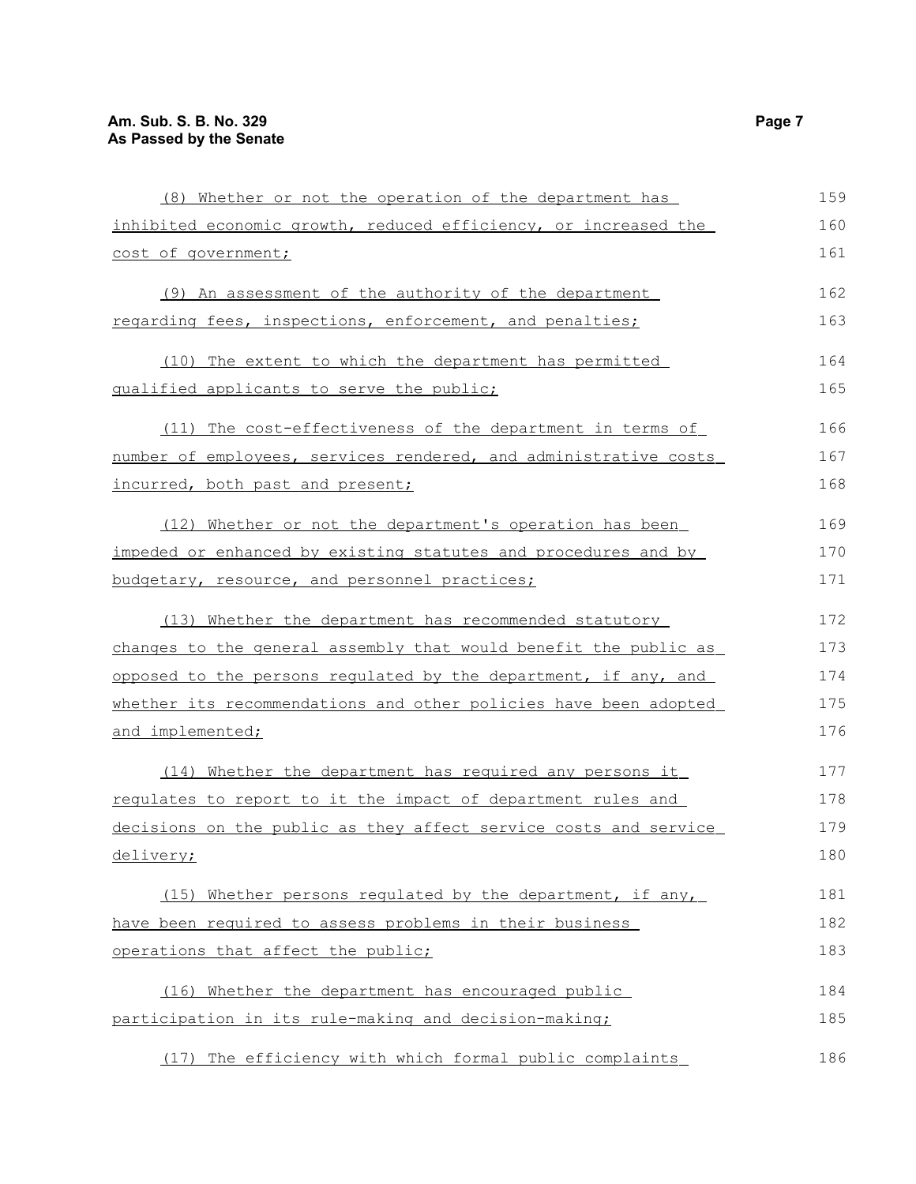(8) Whether or not the operation of the department has inhibited economic growth, reduced efficiency, or increased the cost of government;

(9) An assessment of the authority of the department regarding fees, inspections, enforcement, and penalties;

(10) The extent to which the department has permitted qualified applicants to serve the public;

(11) The cost-effectiveness of the department in terms of number of employees, services rendered, and administrative costs incurred, both past and present;

(12) Whether or not the department's operation has been impeded or enhanced by existing statutes and procedures and by budgetary, resource, and personnel practices;

(13) Whether the department has recommended statutory changes to the general assembly that would benefit the public as opposed to the persons regulated by the department, if any, and whether its recommendations and other policies have been adopted and implemented;

(14) Whether the department has required any persons it regulates to report to it the impact of department rules and decisions on the public as they affect service costs and service delivery;

(15) Whether persons regulated by the department, if any, have been required to assess problems in their business operations that affect the public;

(16) Whether the department has encouraged public participation in its rule-making and decision-making;

(17) The efficiency with which formal public complaints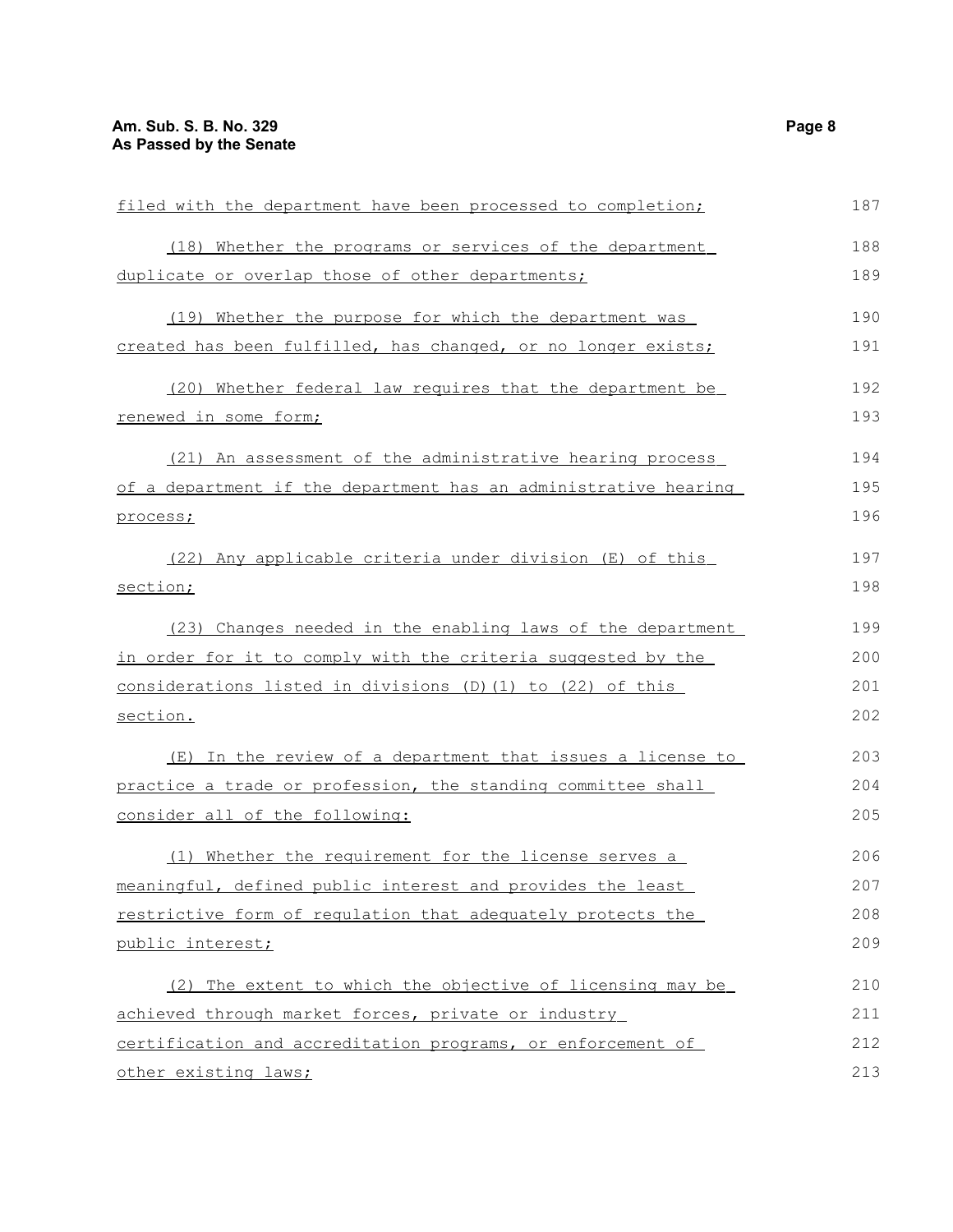filed with the department have been processed to completion;

(18) Whether the programs or services of the department duplicate or overlap those of other departments;

(19) Whether the purpose for which the department was created has been fulfilled, has changed, or no longer exists;

(20) Whether federal law requires that the department be renewed in some form;

(21) An assessment of the administrative hearing process of a department if the department has an administrative hearing process;

(22) Any applicable criteria under division (E) of this section;

(23) Changes needed in the enabling laws of the department in order for it to comply with the criteria suggested by the considerations listed in divisions (D)(1) to (22) of this section.

(E) In the review of a department that issues a license to practice a trade or profession, the standing committee shall consider all of the following:

(1) Whether the requirement for the license serves a meaningful, defined public interest and provides the least restrictive form of regulation that adequately protects the public interest;

(2) The extent to which the objective of licensing may be achieved through market forces, private or industry certification and accreditation programs, or enforcement of other existing laws;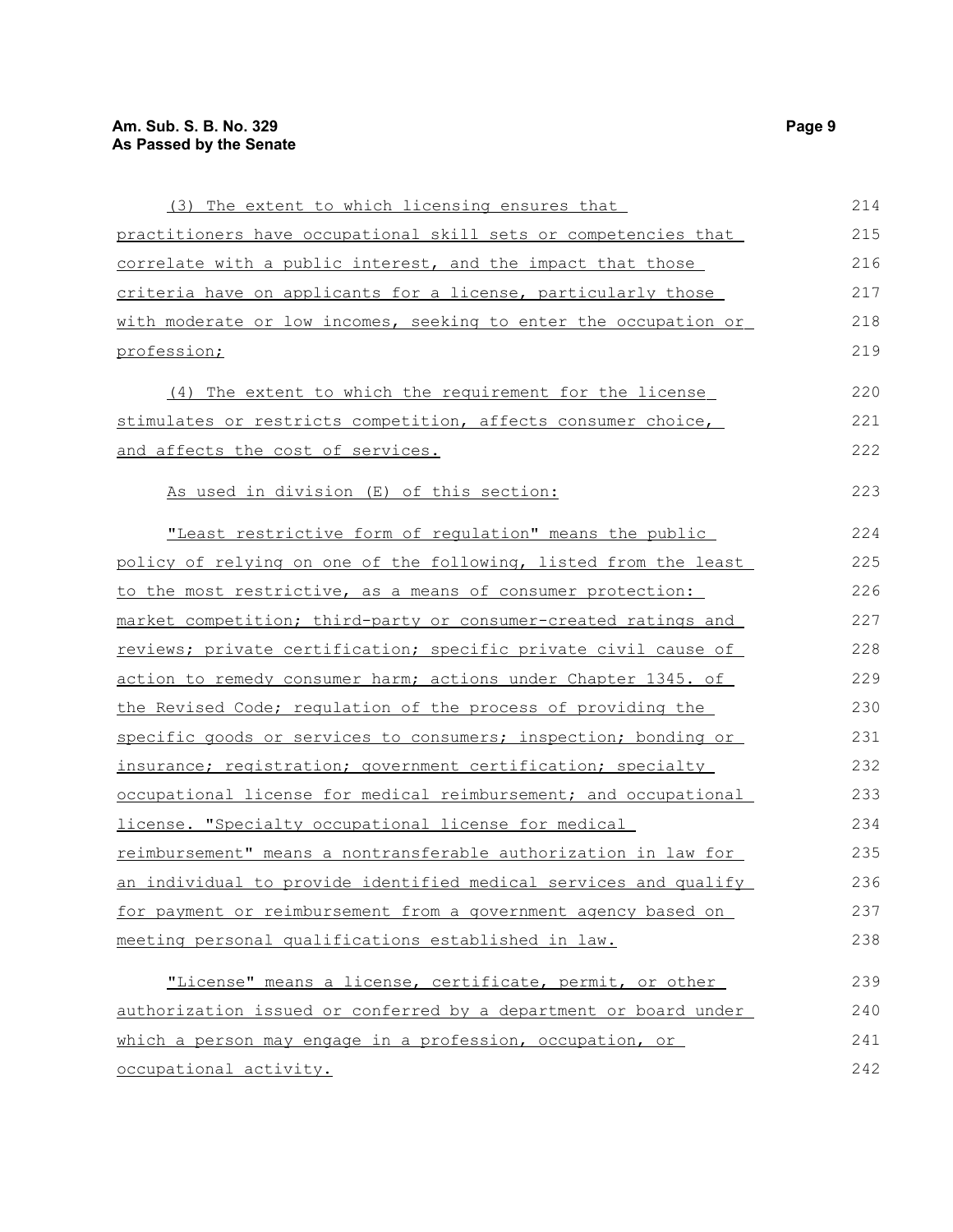(3) The extent to which licensing ensures that practitioners have occupational skill sets or competencies that correlate with a public interest, and the impact that those criteria have on applicants for a license, particularly those with moderate or low incomes, seeking to enter the occupation or profession;

(4) The extent to which the requirement for the license stimulates or restricts competition, affects consumer choice, and affects the cost of services.

As used in division (E) of this section:

"Least restrictive form of regulation" means the public policy of relying on one of the following, listed from the least to the most restrictive, as a means of consumer protection: market competition; third-party or consumer-created ratings and reviews; private certification; specific private civil cause of action to remedy consumer harm; actions under Chapter 1345. of the Revised Code; regulation of the process of providing the specific goods or services to consumers; inspection; bonding or insurance; registration; government certification; specialty occupational license for medical reimbursement; and occupational license. "Specialty occupational license for medical reimbursement" means a nontransferable authorization in law for an individual to provide identified medical services and qualify for payment or reimbursement from a government agency based on meeting personal qualifications established in law.

"License" means a license, certificate, permit, or other authorization issued or conferred by a department or board under which a person may engage in a profession, occupation, or occupational activity.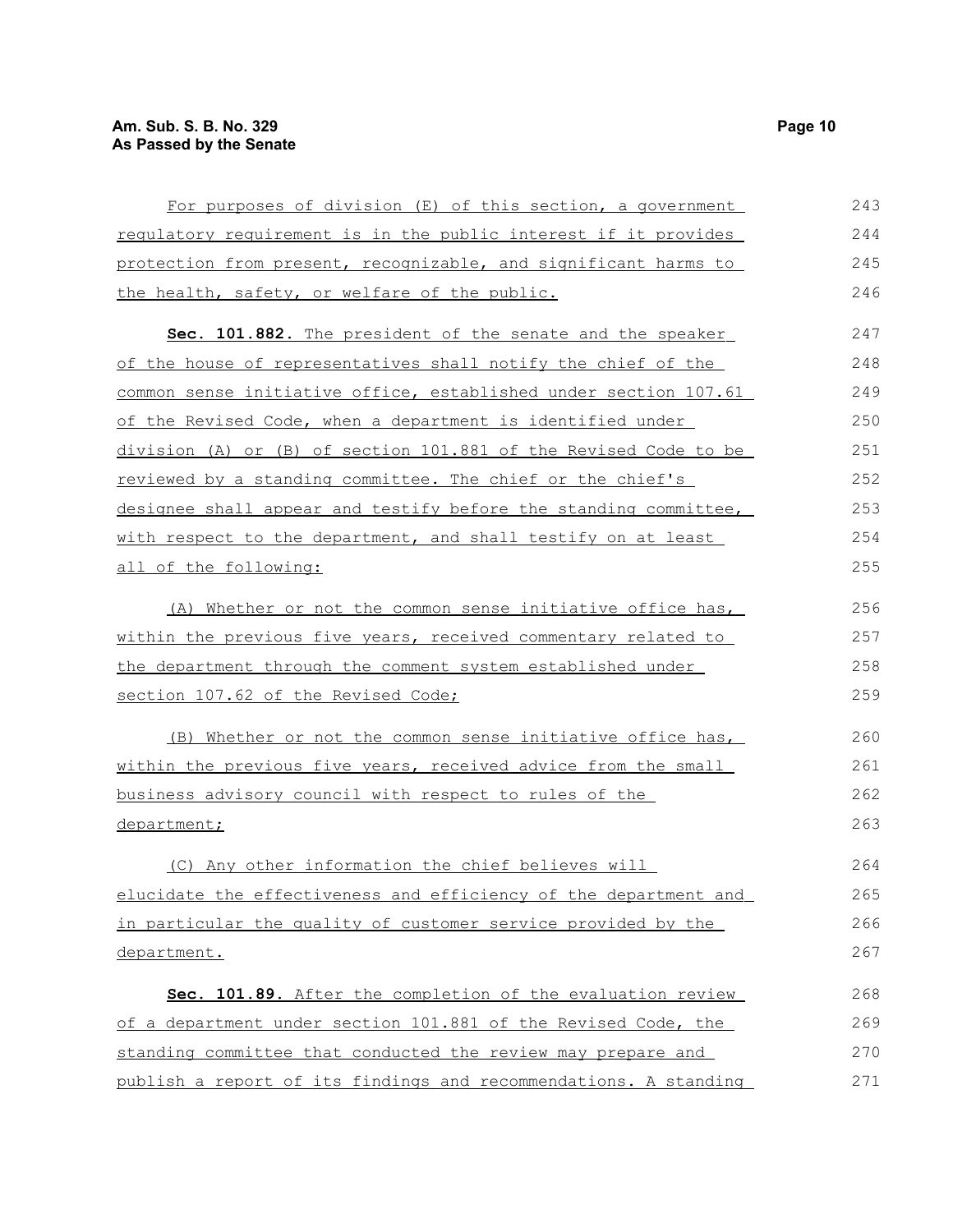For purposes of division (E) of this section, a government regulatory requirement is in the public interest if it provides protection from present, recognizable, and significant harms to the health, safety, or welfare of the public.

**Sec. 101.882.** The president of the senate and the speaker of the house of representatives shall notify the chief of the common sense initiative office, established under section 107.61 of the Revised Code, when a department is identified under division (A) or (B) of section 101.881 of the Revised Code to be reviewed by a standing committee. The chief or the chief's designee shall appear and testify before the standing committee, with respect to the department, and shall testify on at least all of the following:

(A) Whether or not the common sense initiative office has, within the previous five years, received commentary related to the department through the comment system established under section 107.62 of the Revised Code;

(B) Whether or not the common sense initiative office has, within the previous five years, received advice from the small business advisory council with respect to rules of the department;

(C) Any other information the chief believes will elucidate the effectiveness and efficiency of the department and in particular the quality of customer service provided by the department.

**Sec. 101.89.** After the completion of the evaluation review of a department under section 101.881 of the Revised Code, the standing committee that conducted the review may prepare and publish a report of its findings and recommendations. A standing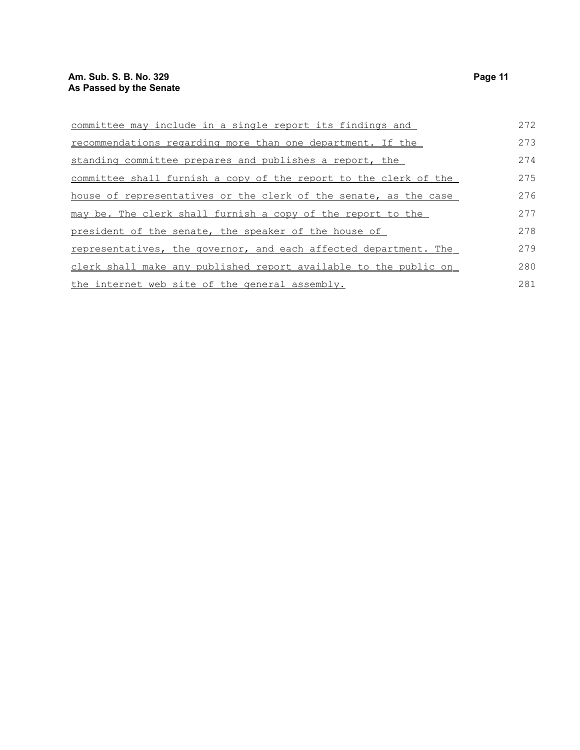committee may include in a single report its findings and recommendations regarding more than one department. If the standing committee prepares and publishes a report, the committee shall furnish a copy of the report to the clerk of the house of representatives or the clerk of the senate, as the case may be. The clerk shall furnish a copy of the report to the president of the senate, the speaker of the house of representatives, the governor, and each affected department. The clerk shall make any published report available to the public on the internet web site of the general assembly.